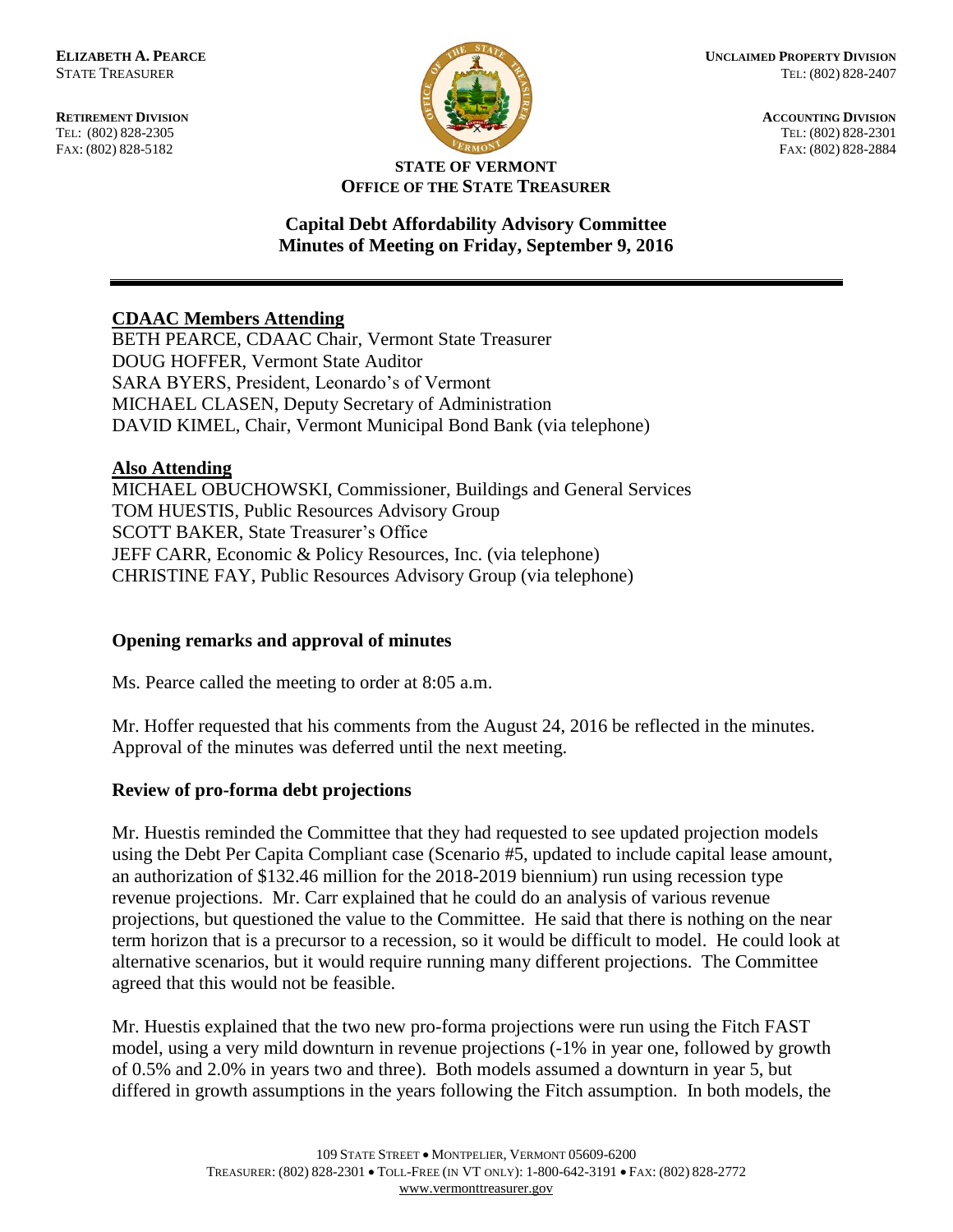**ELIZABETH A. PEARCE**
STATE TREASURER

**RETIREMENT DIVISION**
TEL: (802) 828-2305
FAX: (802) 828-5182

**UNCLAIMED PROPERTY DIVISION**
TEL: (802) 828-2407

**ACCOUNTING DIVISION**
TEL: (802) 828-2301
FAX: (802) 828-2884

**STATE OF VERMONT**
**OFFICE OF THE STATE TREASURER**

## Capital Debt Affordability Advisory Committee
## Minutes of Meeting on Friday, September 9, 2016

**CDAAC Members Attending**

BETH PEARCE, CDAAC Chair, Vermont State Treasurer
DOUG HOFFER, Vermont State Auditor
SARA BYERS, President, Leonardo's of Vermont
MICHAEL CLASEN, Deputy Secretary of Administration
DAVID KIMEL, Chair, Vermont Municipal Bond Bank (via telephone)

**Also Attending**

MICHAEL OBUCHOWSKI, Commissioner, Buildings and General Services
TOM HUESTIS, Public Resources Advisory Group
SCOTT BAKER, State Treasurer's Office
JEFF CARR, Economic & Policy Resources, Inc. (via telephone)
CHRISTINE FAY, Public Resources Advisory Group (via telephone)

### Opening remarks and approval of minutes

Ms. Pearce called the meeting to order at 8:05 a.m.

Mr. Hoffer requested that his comments from the August 24, 2016 be reflected in the minutes. Approval of the minutes was deferred until the next meeting.

### Review of pro-forma debt projections

Mr. Huestis reminded the Committee that they had requested to see updated projection models using the Debt Per Capita Compliant case (Scenario #5, updated to include capital lease amount, an authorization of $132.46 million for the 2018-2019 biennium) run using recession type revenue projections. Mr. Carr explained that he could do an analysis of various revenue projections, but questioned the value to the Committee. He said that there is nothing on the near term horizon that is a precursor to a recession, so it would be difficult to model. He could look at alternative scenarios, but it would require running many different projections. The Committee agreed that this would not be feasible.

Mr. Huestis explained that the two new pro-forma projections were run using the Fitch FAST model, using a very mild downturn in revenue projections (-1% in year one, followed by growth of 0.5% and 2.0% in years two and three). Both models assumed a downturn in year 5, but differed in growth assumptions in the years following the Fitch assumption. In both models, the

109 STATE STREET • MONTPELIER, VERMONT 05609-6200
TREASURER: (802) 828-2301 • TOLL-FREE (IN VT ONLY): 1-800-642-3191 • FAX: (802) 828-2772
www.vermonttreasurer.gov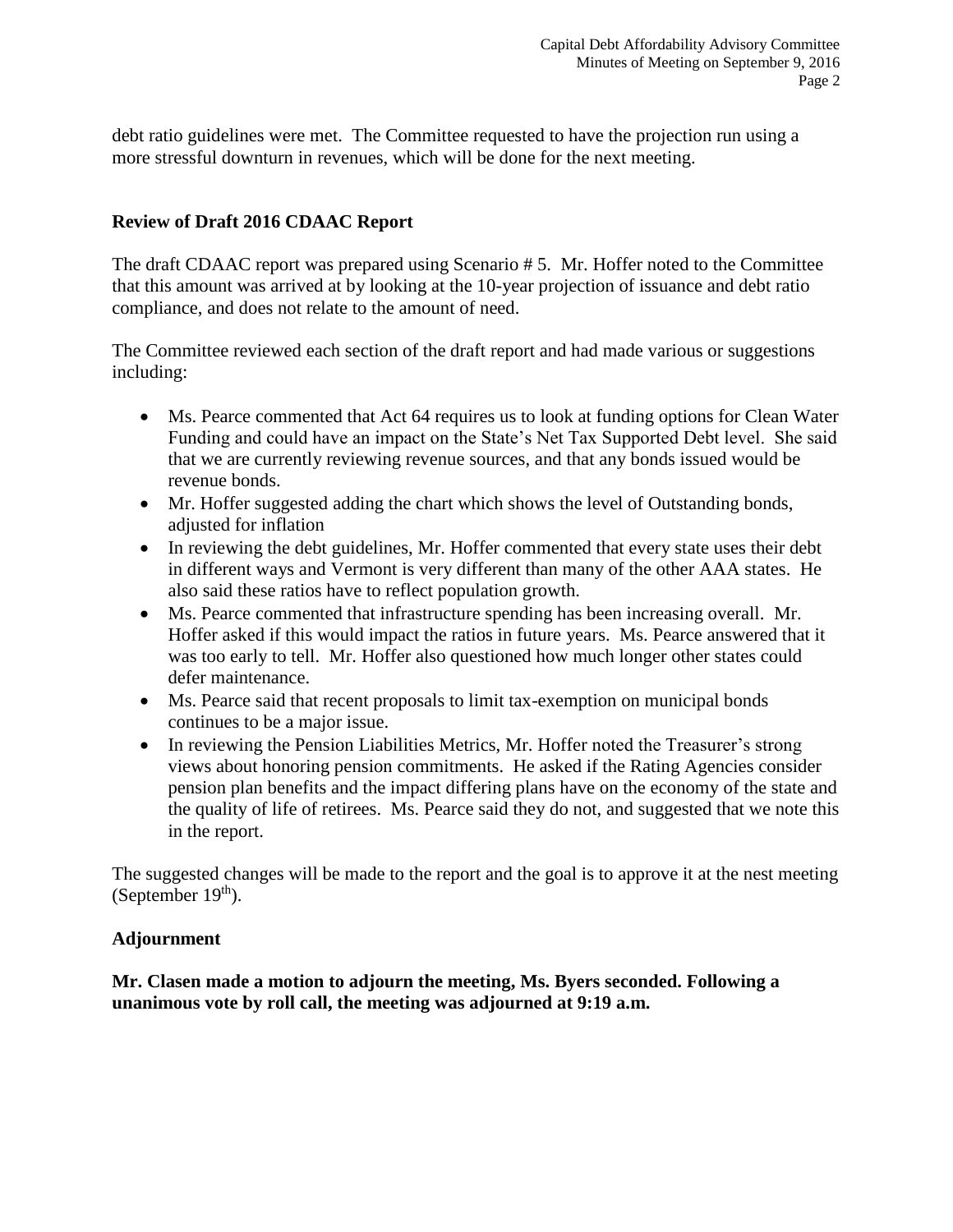debt ratio guidelines were met. The Committee requested to have the projection run using a more stressful downturn in revenues, which will be done for the next meeting.

**Review of Draft 2016 CDAAC Report**

The draft CDAAC report was prepared using Scenario # 5. Mr. Hoffer noted to the Committee that this amount was arrived at by looking at the 10-year projection of issuance and debt ratio compliance, and does not relate to the amount of need.

The Committee reviewed each section of the draft report and had made various or suggestions including:

- Ms. Pearce commented that Act 64 requires us to look at funding options for Clean Water Funding and could have an impact on the State's Net Tax Supported Debt level. She said that we are currently reviewing revenue sources, and that any bonds issued would be revenue bonds.
- Mr. Hoffer suggested adding the chart which shows the level of Outstanding bonds, adjusted for inflation
- In reviewing the debt guidelines, Mr. Hoffer commented that every state uses their debt in different ways and Vermont is very different than many of the other AAA states. He also said these ratios have to reflect population growth.
- Ms. Pearce commented that infrastructure spending has been increasing overall. Mr. Hoffer asked if this would impact the ratios in future years. Ms. Pearce answered that it was too early to tell. Mr. Hoffer also questioned how much longer other states could defer maintenance.
- Ms. Pearce said that recent proposals to limit tax-exemption on municipal bonds continues to be a major issue.
- In reviewing the Pension Liabilities Metrics, Mr. Hoffer noted the Treasurer's strong views about honoring pension commitments. He asked if the Rating Agencies consider pension plan benefits and the impact differing plans have on the economy of the state and the quality of life of retirees. Ms. Pearce said they do not, and suggested that we note this in the report.

The suggested changes will be made to the report and the goal is to approve it at the nest meeting (September 19th).

**Adjournment**

**Mr. Clasen made a motion to adjourn the meeting, Ms. Byers seconded. Following a unanimous vote by roll call, the meeting was adjourned at 9:19 a.m.**